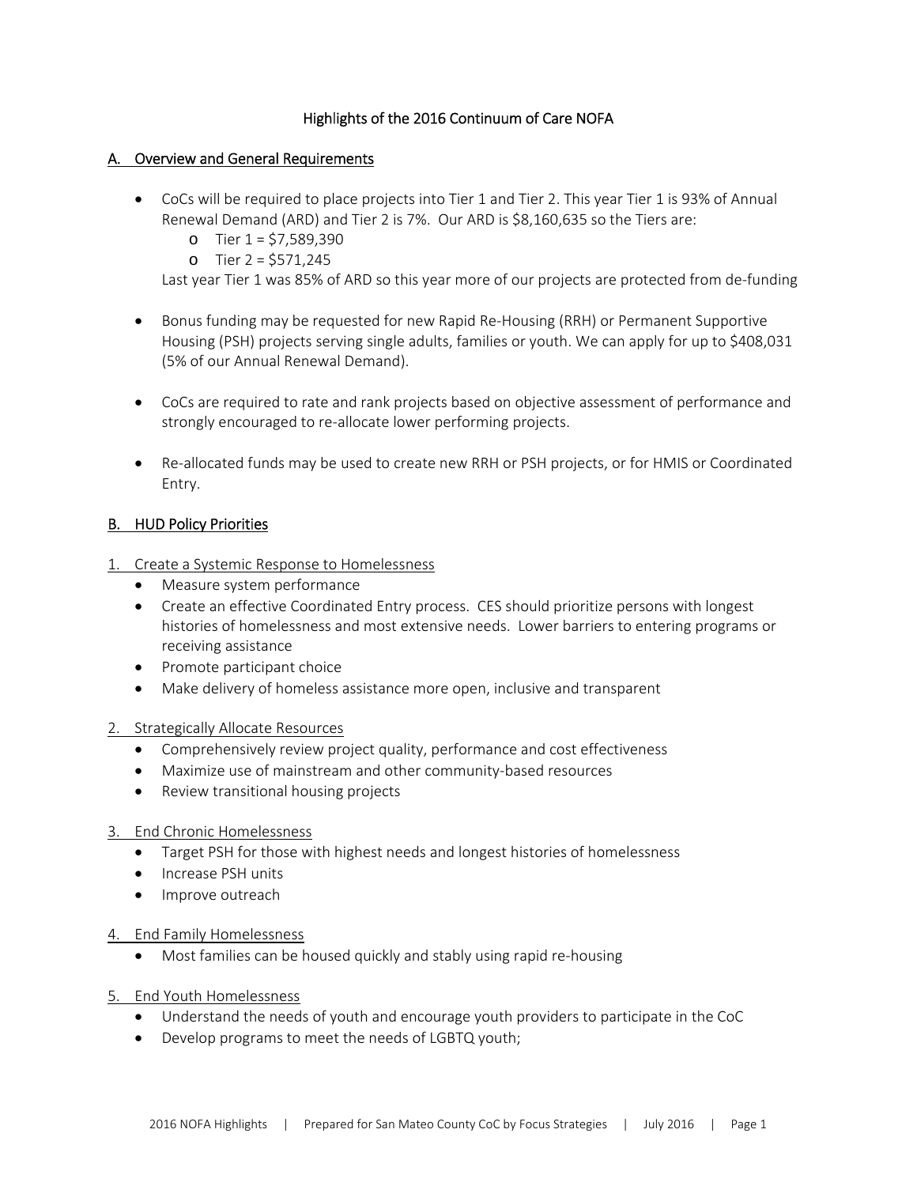# Highlights of the 2016 Continuum of Care NOFA

## A. Overview and General Requirements

- CoCs will be required to place projects into Tier 1 and Tier 2. This year Tier 1 is 93% of Annual Renewal Demand (ARD) and Tier 2 is 7%. Our ARD is $8,160,635 so the Tiers are:
  - Tier 1 = $7,589,390
  - Tier 2 = $571,245

  Last year Tier 1 was 85% of ARD so this year more of our projects are protected from de-funding

- Bonus funding may be requested for new Rapid Re-Housing (RRH) or Permanent Supportive Housing (PSH) projects serving single adults, families or youth. We can apply for up to $408,031 (5% of our Annual Renewal Demand).

- CoCs are required to rate and rank projects based on objective assessment of performance and strongly encouraged to re-allocate lower performing projects.

- Re-allocated funds may be used to create new RRH or PSH projects, or for HMIS or Coordinated Entry.

## B. HUD Policy Priorities

1. Create a Systemic Response to Homelessness
   - Measure system performance
   - Create an effective Coordinated Entry process. CES should prioritize persons with longest histories of homelessness and most extensive needs. Lower barriers to entering programs or receiving assistance
   - Promote participant choice
   - Make delivery of homeless assistance more open, inclusive and transparent

2. Strategically Allocate Resources
   - Comprehensively review project quality, performance and cost effectiveness
   - Maximize use of mainstream and other community-based resources
   - Review transitional housing projects

3. End Chronic Homelessness
   - Target PSH for those with highest needs and longest histories of homelessness
   - Increase PSH units
   - Improve outreach

4. End Family Homelessness
   - Most families can be housed quickly and stably using rapid re-housing

5. End Youth Homelessness
   - Understand the needs of youth and encourage youth providers to participate in the CoC
   - Develop programs to meet the needs of LGBTQ youth;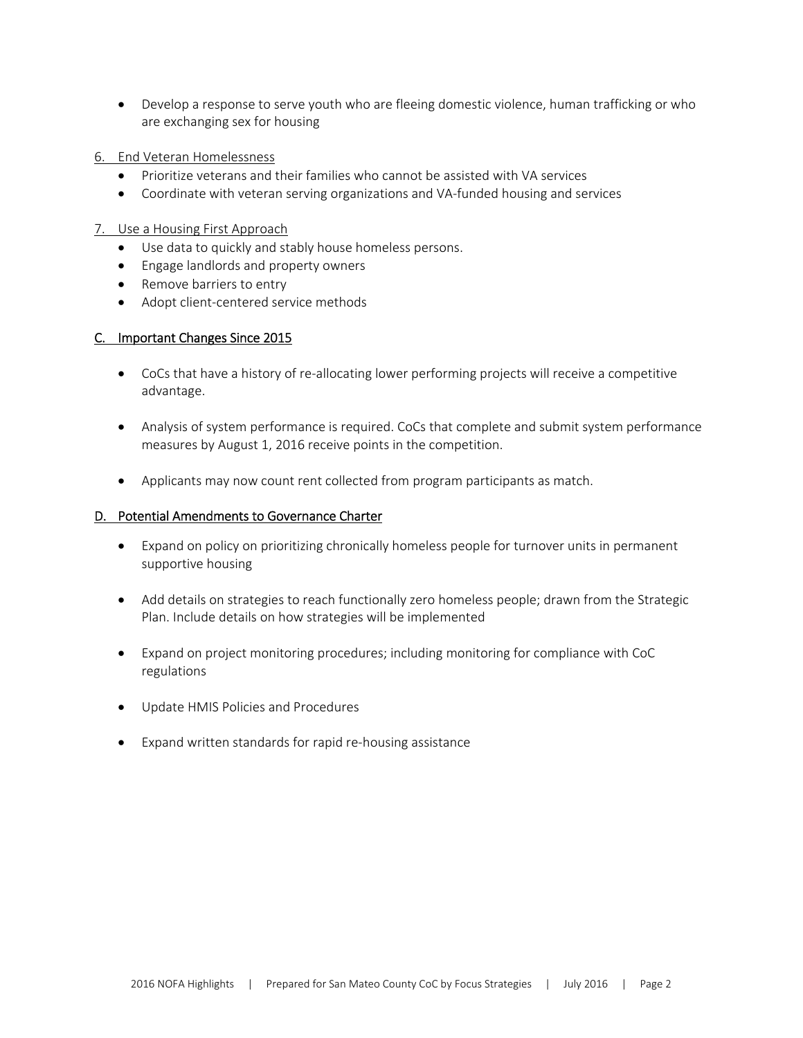- Develop a response to serve youth who are fleeing domestic violence, human trafficking or who are exchanging sex for housing

6. End Veteran Homelessness
   - Prioritize veterans and their families who cannot be assisted with VA services
   - Coordinate with veteran serving organizations and VA-funded housing and services

7. Use a Housing First Approach
   - Use data to quickly and stably house homeless persons.
   - Engage landlords and property owners
   - Remove barriers to entry
   - Adopt client-centered service methods

## C. Important Changes Since 2015

- CoCs that have a history of re-allocating lower performing projects will receive a competitive advantage.
- Analysis of system performance is required. CoCs that complete and submit system performance measures by August 1, 2016 receive points in the competition.
- Applicants may now count rent collected from program participants as match.

## D. Potential Amendments to Governance Charter

- Expand on policy on prioritizing chronically homeless people for turnover units in permanent supportive housing
- Add details on strategies to reach functionally zero homeless people; drawn from the Strategic Plan. Include details on how strategies will be implemented
- Expand on project monitoring procedures; including monitoring for compliance with CoC regulations
- Update HMIS Policies and Procedures
- Expand written standards for rapid re-housing assistance